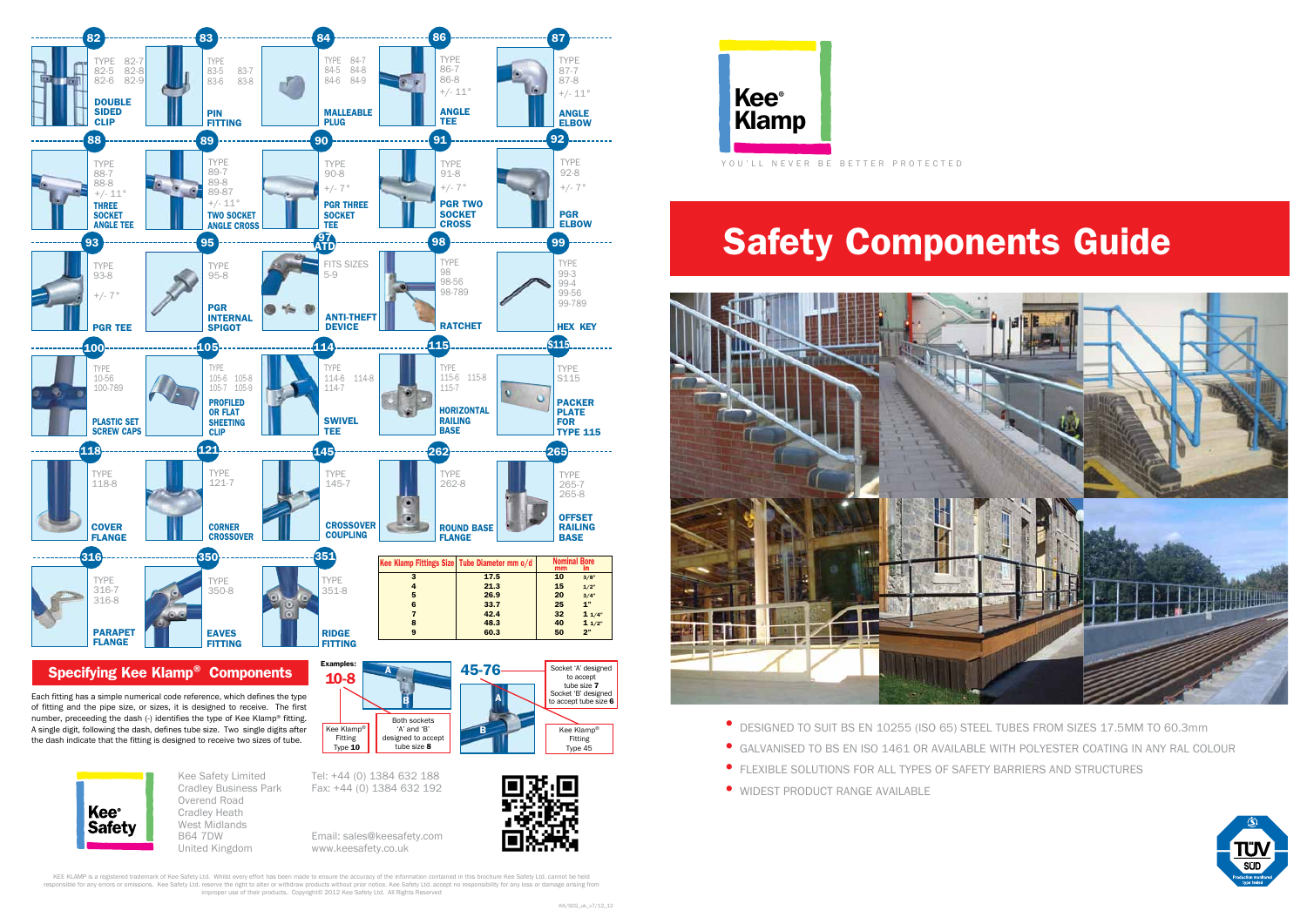Kee Klamp

YOU'LL NEVER BE BETTER PROTECTED

# Safety Components Guide

- DESIGNED TO SUIT BS EN 10255 (ISO 65) STEEL TUBES FROM SIZES 17.5MM TO 60.3mm
- GALVANISED TO BS EN ISO 1461 OR AVAILABLE WITH POLYESTER COATING IN ANY RAL COLOUR
- FLEXIBLE SOLUTIONS FOR ALL TYPES OF SAFETY BARRIERS AND STRUCTURES
- WIDEST PRODUCT RANGE AVAILABLE

---

**82** — TYPE 82-7, 82-5, 82-8, 82-6, 82-9 — DOUBLE SIDED CLIP

**83** — TYPE 83-5, 83-7, 83-6, 83-8 — PIN FITTING

**84** — TYPE 84-7, 84-5, 84-8, 84-6, 84-9 — MALLEABLE PLUG

**86** — TYPE 86-7, 86-8, +/- 11° — ANGLE TEE

**87** — TYPE 87-7, 87-8, +/- 11° — ANGLE ELBOW

**88** — TYPE 88-7, 88-8, +/- 11° — THREE SOCKET ANGLE TEE

**89** — TYPE 89-7, 89-8, 89-87, +/- 11° — TWO SOCKET ANGLE CROSS

**90** — TYPE 90-8, +/- 7° — PGR THREE SOCKET TEE

**91** — TYPE 91-8, +/- 7° — PGR TWO SOCKET CROSS

**92** — TYPE 92-8, +/- 7° — PGR ELBOW

**93** — TYPE 93-8, +/- 7° — PGR TEE

**95** — TYPE 95-8 — PGR INTERNAL SPIGOT

**97 ATD** — FITS SIZES 5-9 — ANTI-THEFT DEVICE

**98** — TYPE 98, 98-56, 98-789 — RATCHET

**99** — TYPE 99-3, 99-4, 99-56, 99-789 — HEX KEY

**100** — TYPE 10-56, 100-789 — PLASTIC SET SCREW CAPS

**105** — TYPE 105-6, 105-8, 105-7, 105-9 — PROFILED OR FLAT SHEETING CLIP

**114** — TYPE 114-6, 114-8, 114-7 — SWIVEL TEE

**115** — TYPE 115-6, 115-8, 115-7 — HORIZONTAL RAILING BASE

**S115** — TYPE S115 — PACKER PLATE FOR TYPE 115

**118** — TYPE 118-8 — COVER FLANGE

**121** — TYPE 121-7 — CORNER CROSSOVER

**145** — TYPE 145-7 — CROSSOVER COUPLING

**262** — TYPE 262-8 — ROUND BASE FLANGE

**265** — TYPE 265-7, 265-8 — OFFSET RAILING BASE

**316** — TYPE 316-7, 316-8 — PARAPET FLANGE

**350** — TYPE 350-8 — EAVES FITTING

**351** — TYPE 351-8 — RIDGE FITTING

| Kee Klamp Fittings Size | Tube Diameter mm o/d | Nominal Bore mm | in |
|---|---|---|---|
| 3 | 17.5 | 10 | 3/8" |
| 4 | 21.3 | 15 | 1/2" |
| 5 | 26.9 | 20 | 3/4" |
| 6 | 33.7 | 25 | 1" |
| 7 | 42.4 | 32 | 1 1/4" |
| 8 | 48.3 | 40 | 1 1/2" |
| 9 | 60.3 | 50 | 2" |

## Specifying Kee Klamp® Components

Each fitting has a simple numerical code reference, which defines the type of fitting and the pipe size, or sizes, it is designed to receive. The first number, preceeding the dash (-) identifies the type of Kee Klamp® fitting. A single digit, following the dash, defines tube size. Two single digits after the dash indicate that the fitting is designed to receive two sizes of tube.

Examples:

**10-8** — Kee Klamp® Fitting Type **10**. Both sockets 'A' and 'B' designed to accept tube size **8**

**45-76** — Kee Klamp® Fitting Type 45. Socket 'A' designed to accept tube size **7**. Socket 'B' designed to accept tube size **6**

Kee Safety

Kee Safety Limited
Cradley Business Park
Overend Road
Cradley Heath
West Midlands
B64 7DW
United Kingdom

Tel: +44 (0) 1384 632 188
Fax: +44 (0) 1384 632 192

Email: sales@keesafety.com
www.keesafety.co.uk

KEE KLAMP is a registered trademark of Kee Safety Ltd. Whilst every effort has been made to ensure the accuracy of the information contained in this brochure Kee Safety Ltd. cannot be held responsible for any errors or omissions. Kee Safety Ltd. reserve the right to alter or withdraw products without prior notice. Kee Safety Ltd. accept no responsibility for any loss or damage arising from improper use of their products. Copyright© 2012 Kee Safety Ltd. All Rights Reserved

KK/SCG_uk_v7/12_12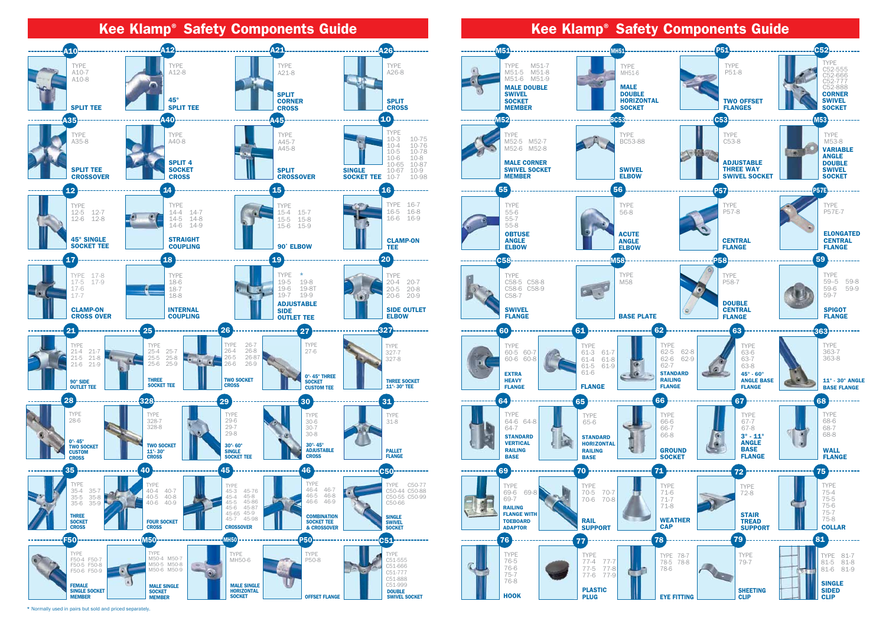# Kee Klamp® Safety Components Guide

**A10** — TYPE A10-7, A10-8 — **SPLIT TEE**

**A12** — TYPE A12-8 — **45° SPLIT TEE**

**A21** — TYPE A21-8 — **SPLIT CORNER CROSS**

**A26** — TYPE A26-8 — **SPLIT CROSS**

**A35** — TYPE A35-8 — **SPLIT TEE CROSSOVER**

**A40** — TYPE A40-8 — **SPLIT 4 SOCKET CROSS**

**A45** — TYPE A45-7, A45-8 — **SPLIT CROSSOVER**

**10** — TYPE 10-3, 10-4, 10-5, 10-6, 10-65, 10-67, 10-7, 10-75, 10-76, 10-78, 10-8, 10-87, 10-9, 10-98 — **SINGLE SOCKET TEE**

**12** — TYPE 12-5, 12-6, 12-7, 12-8 — **45° SINGLE SOCKET TEE**

**14** — TYPE 14-4, 14-5, 14-6, 14-7, 14-8, 14-9 — **STRAIGHT COUPLING**

**15** — TYPE 15-4, 15-5, 15-6, 15-7, 15-8, 15-9 — **90° ELBOW**

**16** — TYPE 16-5, 16-6, 16-7, 16-8, 16-9 — **CLAMP-ON TEE**

**17** — TYPE 17-5, 17-6, 17-7, 17-8, 17-9 — **CLAMP-ON CROSS OVER**

**18** — TYPE 18-6, 18-7, 18-8 — **INTERNAL COUPLING**

**19** — TYPE * 19-5, 19-6, 19-7, 19-8, 19-8T, 19-9 — **ADJUSTABLE SIDE OUTLET TEE**

**20** — TYPE 20-4, 20-5, 20-6, 20-7, 20-8, 20-9 — **SIDE OUTLET ELBOW**

**21** — TYPE 21-4, 21-5, 21-6, 21-7, 21-8, 21-9 — **90° SIDE OUTLET TEE**

**25** — TYPE 25-4, 25-5, 25-6, 25-7, 25-8, 25-9 — **THREE SOCKET TEE**

**26** — TYPE 26-4, 26-5, 26-6, 26-7, 26-8, 26-87, 26-9 — **TWO SOCKET CROSS**

**27** — TYPE 27-6 — **0°- 45° THREE SOCKET CUSTOM TEE**

**327** — TYPE 327-7, 327-8 — **THREE SOCKET 11°- 30° TEE**

**28** — TYPE 28-6 — **0°- 45° TWO SOCKET CUSTOM CROSS**

**328** — TYPE 328-7, 328-8 — **TWO SOCKET 11°- 30° CROSS**

**29** — TYPE 29-6, 29-7, 29-8 — **30°- 60° SINGLE SOCKET TEE**

**30** — TYPE 30-6, 30-7, 30-8 — **30°- 45° ADJUSTABLE CROSS**

**31** — TYPE 31-8 — **PALLET FLANGE**

**35** — TYPE 35-4, 35-5, 35-6, 35-7, 35-8, 35-9 — **THREE SOCKET CROSS**

**40** — TYPE 40-4, 40-5, 40-6, 40-7, 40-8, 40-9 — **FOUR SOCKET CROSS**

**45** — TYPE 45-3, 45-4, 45-5, 45-6, 45-65, 45-7, 45-76, 45-8, 45-86, 45-87, 45-9, 45-98 — **CROSSOVER**

**46** — TYPE 46-4, 46-5, 46-6, 46-7, 46-8, 46-9 — **COMBINATION SOCKET TEE & CROSSOVER**

**C50** — TYPE C50-44, C50-55, C50-66, C50-77, C50-88, C50-99 — **SINGLE SWIVEL SOCKET**

**F50** — TYPE F50-4, F50-5, F50-6, F50-7, F50-8, F50-9 — **FEMALE SINGLE SOCKET MEMBER**

**M50** — TYPE M50-4, M50-5, M50-6, M50-7, M50-8, M50-9 — **MALE SINGLE SOCKET MEMBER**

**MH50** — TYPE MH50-6 — **MALE SINGLE HORIZONTAL SOCKET**

**P50** — TYPE P50-8 — **OFFSET FLANGE**

**C51** — TYPE C51-555, C51-666, C51-777, C51-888, C51-999 — **DOUBLE SWIVEL SOCKET**

* Normally used in pairs but sold and priced separately.

# Kee Klamp® Safety Components Guide

**M51** — TYPE M51-5, M51-6, M51-7, M51-8, M51-9 — **MALE DOUBLE SWIVEL SOCKET MEMBER**

**MH51** — TYPE MH51-6 — **MALE DOUBLE HORIZONTAL SOCKET**

**P51** — TYPE P51-8 — **TWO OFFSET FLANGES**

**C52** — TYPE C52-555, C52-666, C52-777, C52-888 — **CORNER SWIVEL SOCKET**

**M52** — TYPE M52-5, M52-6, M52-7, M52-8 — **MALE CORNER SWIVEL SOCKET MEMBER**

**BC53** — TYPE BC53-88 — **SWIVEL ELBOW**

**C53** — TYPE C53-8 — **ADJUSTABLE THREE WAY SWIVEL SOCKET**

**M53** — TYPE M53-8 — **VARIABLE ANGLE DOUBLE SWIVEL SOCKET**

**55** — TYPE 55-6, 55-7, 55-8 — **OBTUSE ANGLE ELBOW**

**56** — TYPE 56-8 — **ACUTE ANGLE ELBOW**

**P57** — TYPE P57-8 — **CENTRAL FLANGE**

**P57E** — TYPE P57E-7 — **ELONGATED CENTRAL FLANGE**

**C58** — TYPE C58-5, C58-6, C58-7, C58-8, C58-9 — **SWIVEL FLANGE**

**M58** — TYPE M58 — **BASE PLATE**

**P58** — TYPE P58-7 — **DOUBLE CENTRAL FLANGE**

**59** — TYPE 59-5, 59-6, 59-7, 59-8, 59-9 — **SPIGOT FLANGE**

**60** — TYPE 60-5, 60-6, 60-7, 60-8 — **EXTRA HEAVY FLANGE**

**61** — TYPE 61-3, 61-4, 61-5, 61-6, 61-7, 61-8, 61-9 — **FLANGE**

**62** — TYPE 62-5, 62-6, 62-7, 62-8, 62-9 — **STANDARD RAILING FLANGE**

**63** — TYPE 63-6, 63-7, 63-8 — **45° - 60° ANGLE BASE FLANGE**

**363** — TYPE 363-7, 363-8 — **11° - 30° ANGLE BASE FLANGE**

**64** — TYPE 64-6, 64-7, 64-8 — **STANDARD VERTICAL RAILING BASE**

**65** — TYPE 65-6 — **STANDARD HORIZONTAL RAILING BASE**

**66** — TYPE 66-6, 66-7, 66-8 — **GROUND SOCKET**

**67** — TYPE 67-7, 67-8 — **3° - 11° ANGLE BASE FLANGE**

**68** — TYPE 68-6, 68-7, 68-8 — **WALL FLANGE**

**69** — TYPE 69-6, 69-7, 69-8 — **RAILING FLANGE WITH TOEBOARD ADAPTOR**

**70** — TYPE 70-5, 70-6, 70-7, 70-8 — **RAIL SUPPORT**

**71** — TYPE 71-6, 71-7, 71-8 — **WEATHER CAP**

**72** — TYPE 72-8 — **STAIR TREAD SUPPORT**

**75** — TYPE 75-4, 75-5, 75-6, 75-7, 75-8 — **COLLAR**

**76** — TYPE 76-5, 76-6, 75-7, 76-8 — **HOOK**

**77** — TYPE 77-4, 77-5, 77-6, 77-7, 77-8, 77-9 — **PLASTIC PLUG**

**78** — TYPE 78-5, 78-6, 78-7, 78-8 — **EYE FITTING**

**79** — TYPE 79-7 — **SHEETING CLIP**

**81** — TYPE 81-5, 81-6, 81-7, 81-8, 81-9 — **SINGLE SIDED CLIP**